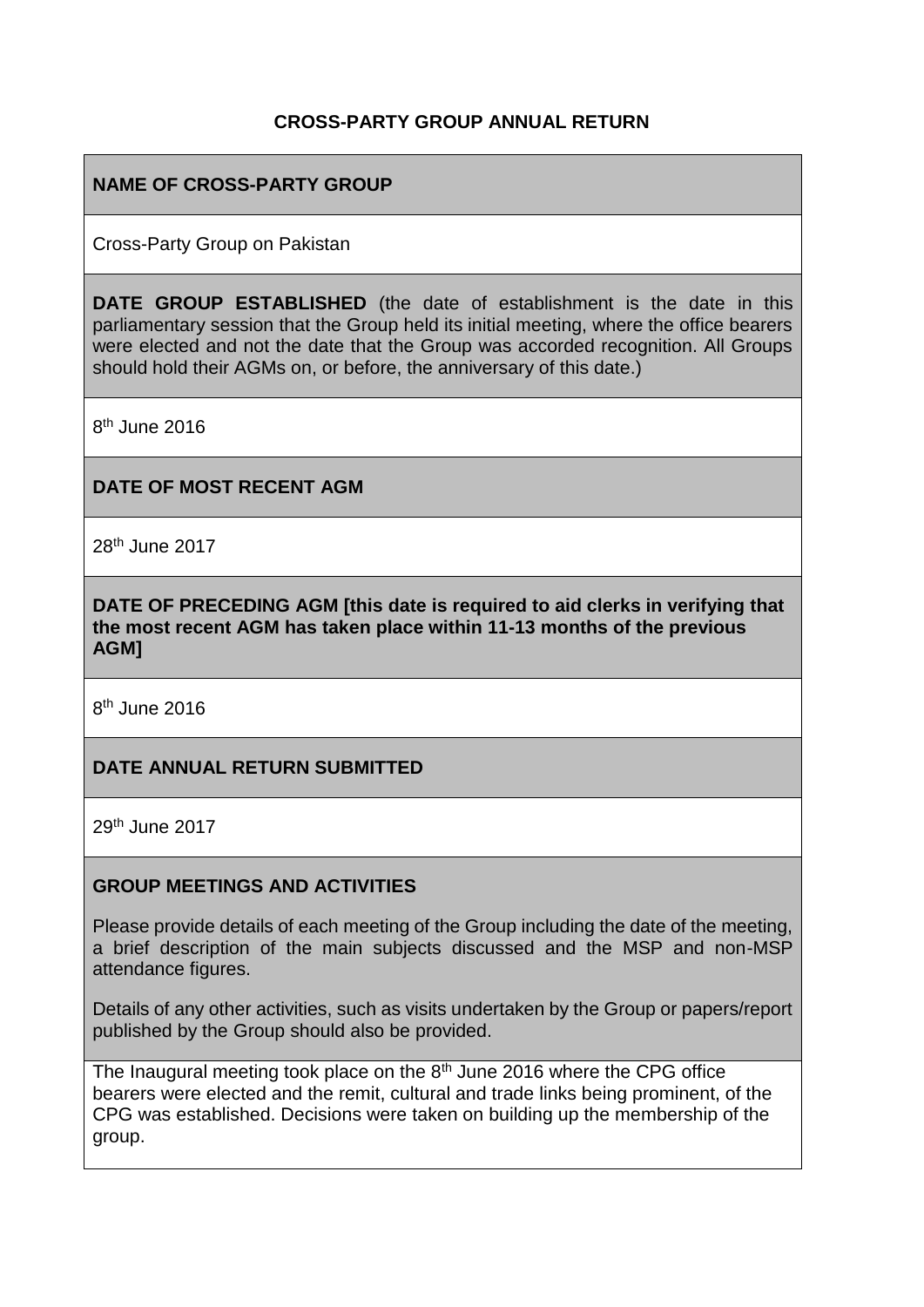# CROSS-PARTY GROUP ANNUAL RETURN

**NAME OF CROSS-PARTY GROUP**

Cross-Party Group on Pakistan

**DATE GROUP ESTABLISHED** (the date of establishment is the date in this parliamentary session that the Group held its initial meeting, where the office bearers were elected and not the date that the Group was accorded recognition. All Groups should hold their AGMs on, or before, the anniversary of this date.)

8th June 2016

**DATE OF MOST RECENT AGM**

28th June 2017

**DATE OF PRECEDING AGM [this date is required to aid clerks in verifying that the most recent AGM has taken place within 11-13 months of the previous AGM]**

8th June 2016

**DATE ANNUAL RETURN SUBMITTED**

29th June 2017

**GROUP MEETINGS AND ACTIVITIES**

Please provide details of each meeting of the Group including the date of the meeting, a brief description of the main subjects discussed and the MSP and non-MSP attendance figures.

Details of any other activities, such as visits undertaken by the Group or papers/report published by the Group should also be provided.

The Inaugural meeting took place on the 8th June 2016 where the CPG office bearers were elected and the remit, cultural and trade links being prominent, of the CPG was established. Decisions were taken on building up the membership of the group.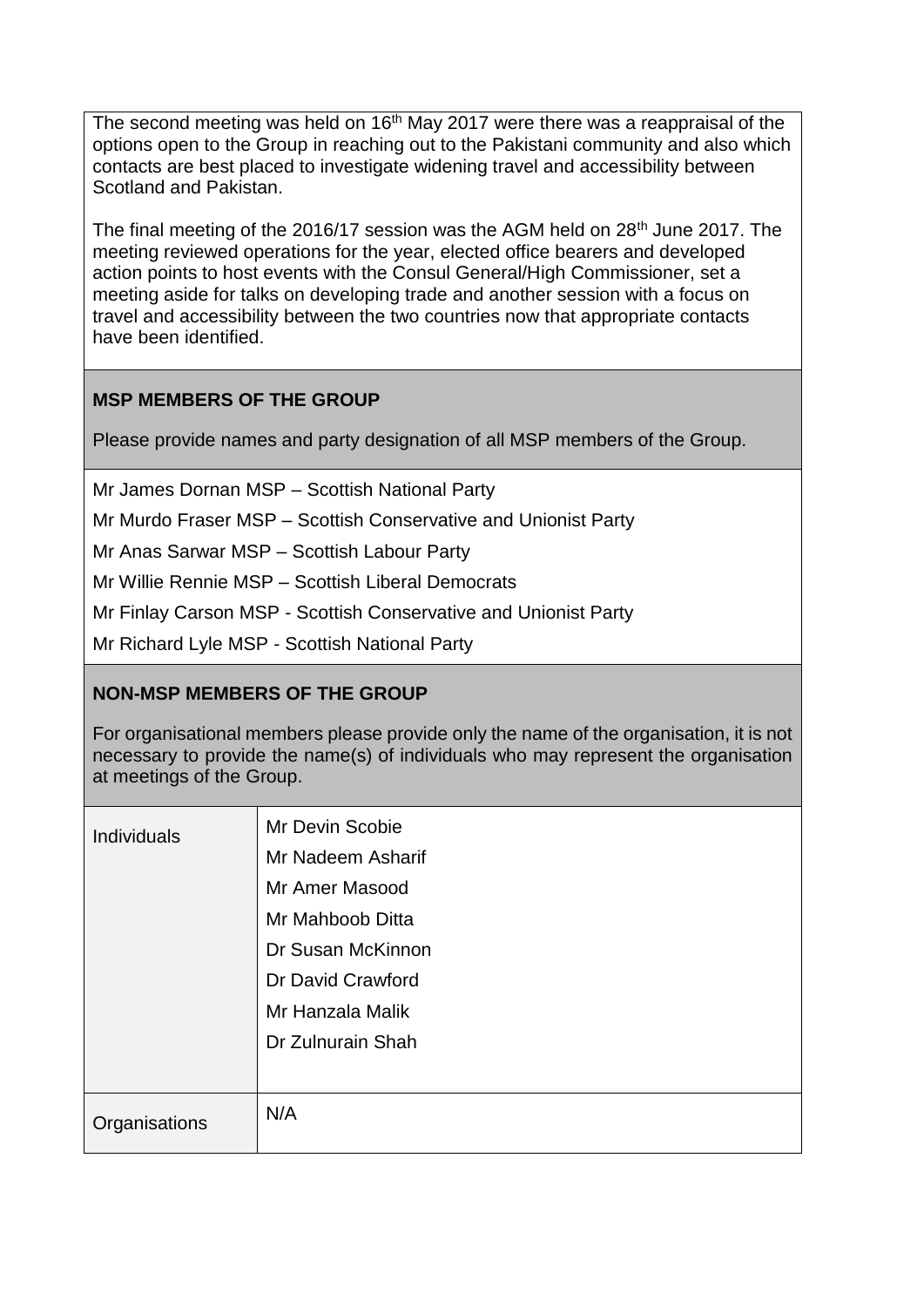The second meeting was held on 16th May 2017 were there was a reappraisal of the options open to the Group in reaching out to the Pakistani community and also which contacts are best placed to investigate widening travel and accessibility between Scotland and Pakistan.

The final meeting of the 2016/17 session was the AGM held on 28th June 2017. The meeting reviewed operations for the year, elected office bearers and developed action points to host events with the Consul General/High Commissioner, set a meeting aside for talks on developing trade and another session with a focus on travel and accessibility between the two countries now that appropriate contacts have been identified.

**MSP MEMBERS OF THE GROUP**

Please provide names and party designation of all MSP members of the Group.

Mr James Dornan MSP – Scottish National Party

Mr Murdo Fraser MSP – Scottish Conservative and Unionist Party

Mr Anas Sarwar MSP – Scottish Labour Party

Mr Willie Rennie MSP – Scottish Liberal Democrats

Mr Finlay Carson MSP - Scottish Conservative and Unionist Party

Mr Richard Lyle MSP - Scottish National Party

**NON-MSP MEMBERS OF THE GROUP**

For organisational members please provide only the name of the organisation, it is not necessary to provide the name(s) of individuals who may represent the organisation at meetings of the Group.

| | |
|---|---|
| Individuals | Mr Devin Scobie<br>Mr Nadeem Asharif<br>Mr Amer Masood<br>Mr Mahboob Ditta<br>Dr Susan McKinnon<br>Dr David Crawford<br>Mr Hanzala Malik<br>Dr Zulnurain Shah |
| Organisations | N/A |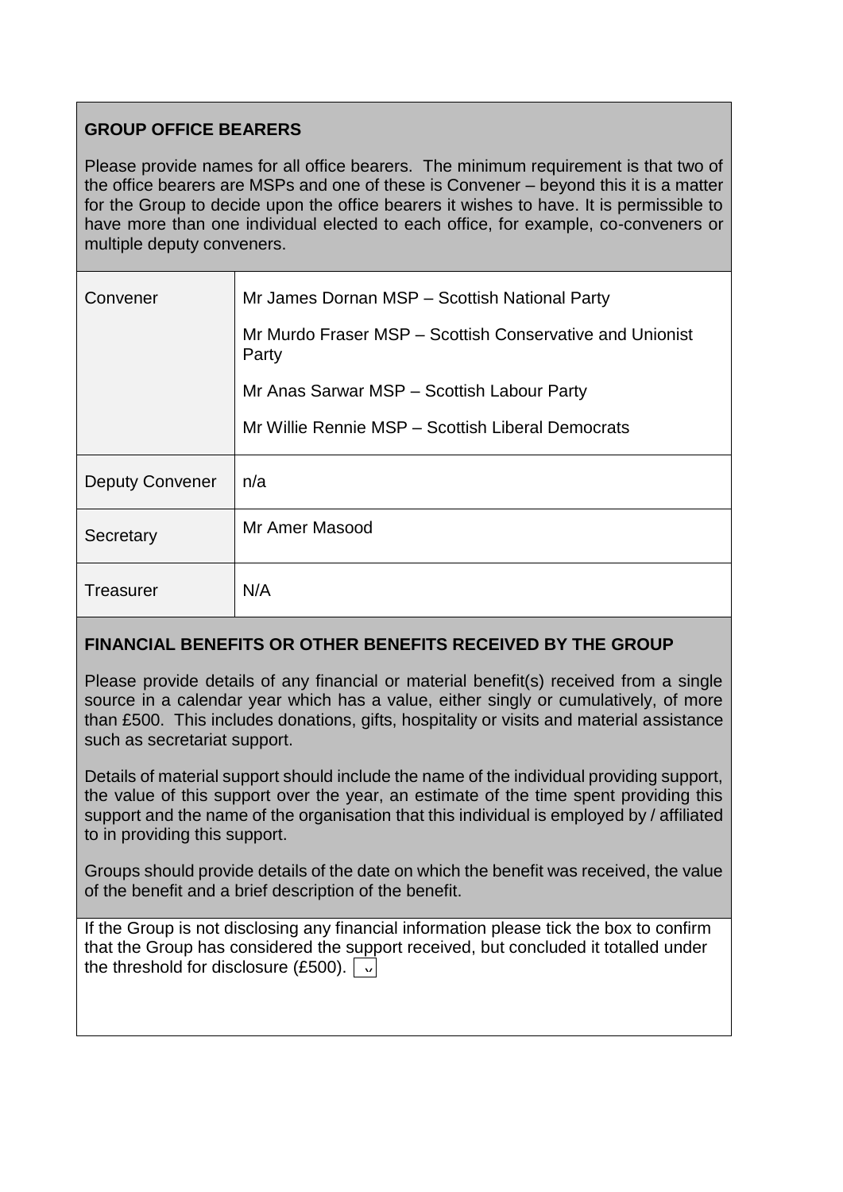## GROUP OFFICE BEARERS

Please provide names for all office bearers. The minimum requirement is that two of the office bearers are MSPs and one of these is Convener – beyond this it is a matter for the Group to decide upon the office bearers it wishes to have. It is permissible to have more than one individual elected to each office, for example, co-conveners or multiple deputy conveners.

| | |
|---|---|
| Convener | Mr James Dornan MSP – Scottish National Party<br><br>Mr Murdo Fraser MSP – Scottish Conservative and Unionist Party<br><br>Mr Anas Sarwar MSP – Scottish Labour Party<br><br>Mr Willie Rennie MSP – Scottish Liberal Democrats |
| Deputy Convener | n/a |
| Secretary | Mr Amer Masood |
| Treasurer | N/A |

## FINANCIAL BENEFITS OR OTHER BENEFITS RECEIVED BY THE GROUP

Please provide details of any financial or material benefit(s) received from a single source in a calendar year which has a value, either singly or cumulatively, of more than £500. This includes donations, gifts, hospitality or visits and material assistance such as secretariat support.

Details of material support should include the name of the individual providing support, the value of this support over the year, an estimate of the time spent providing this support and the name of the organisation that this individual is employed by / affiliated to in providing this support.

Groups should provide details of the date on which the benefit was received, the value of the benefit and a brief description of the benefit.

If the Group is not disclosing any financial information please tick the box to confirm that the Group has considered the support received, but concluded it totalled under the threshold for disclosure (£500). ☑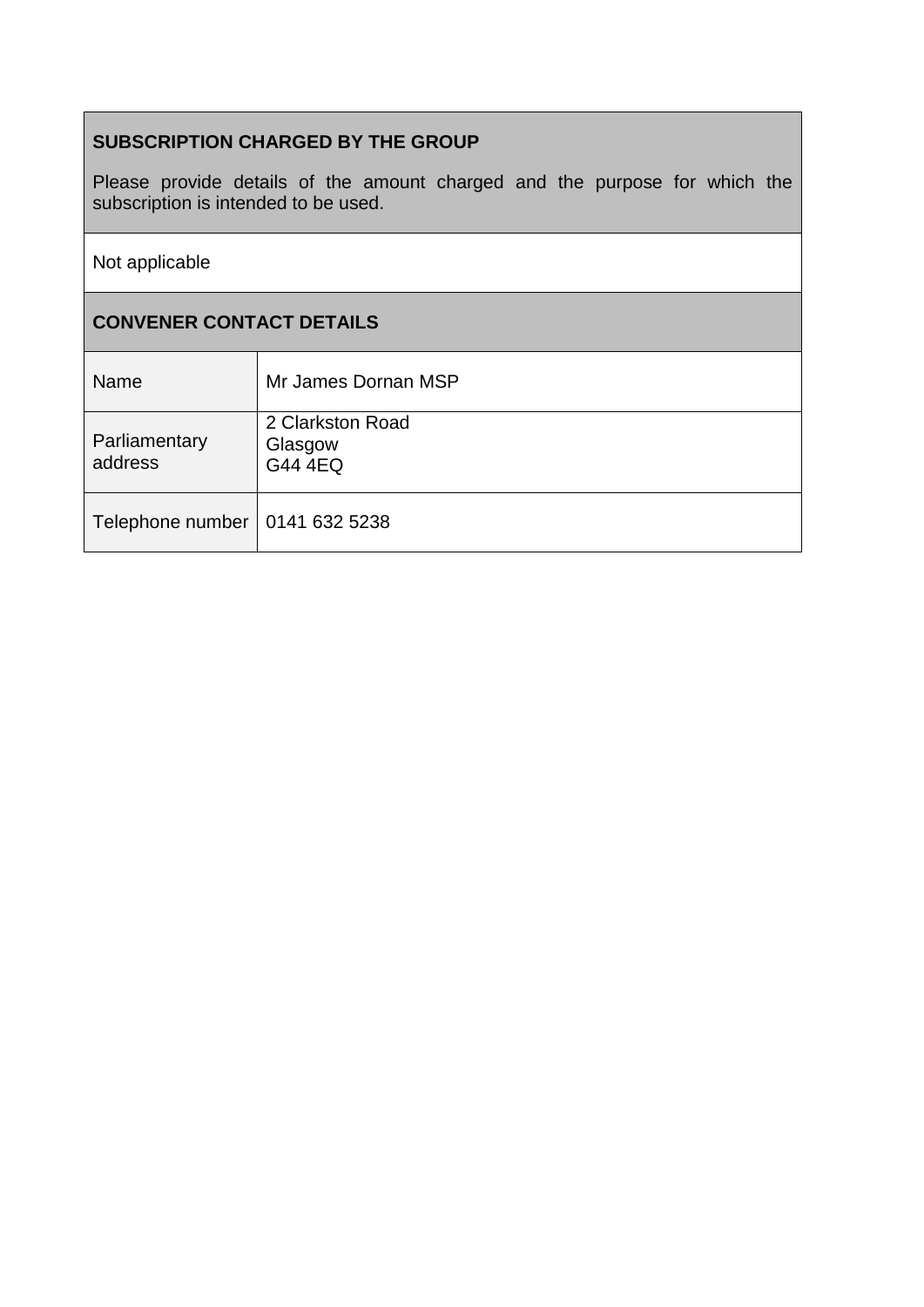| SUBSCRIPTION CHARGED BY THE GROUP<br><br>Please provide details of the amount charged and the purpose for which the subscription is intended to be used. |
|---|
| Not applicable |

| CONVENER CONTACT DETAILS | |
|---|---|
| Name | Mr James Dornan MSP |
| Parliamentary address | 2 Clarkston Road<br>Glasgow<br>G44 4EQ |
| Telephone number | 0141 632 5238 |